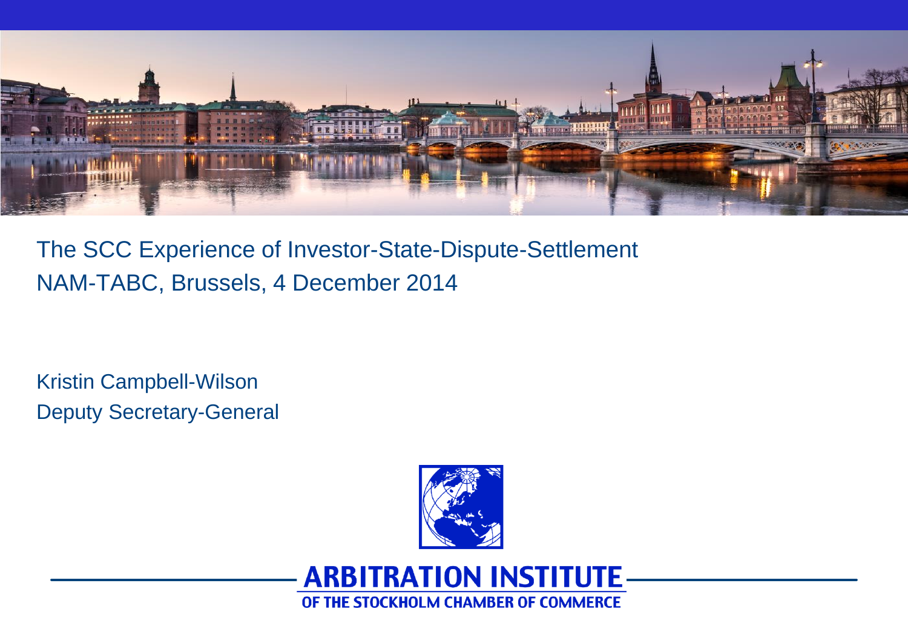# The SCC Experience of Investor-State-Dispute-Settlement

NAM-TABC, Brussels, 4 December 2014

Kristin Campbell-Wilson
Deputy Secretary-General

ARBITRATION INSTITUTE
OF THE STOCKHOLM CHAMBER OF COMMERCE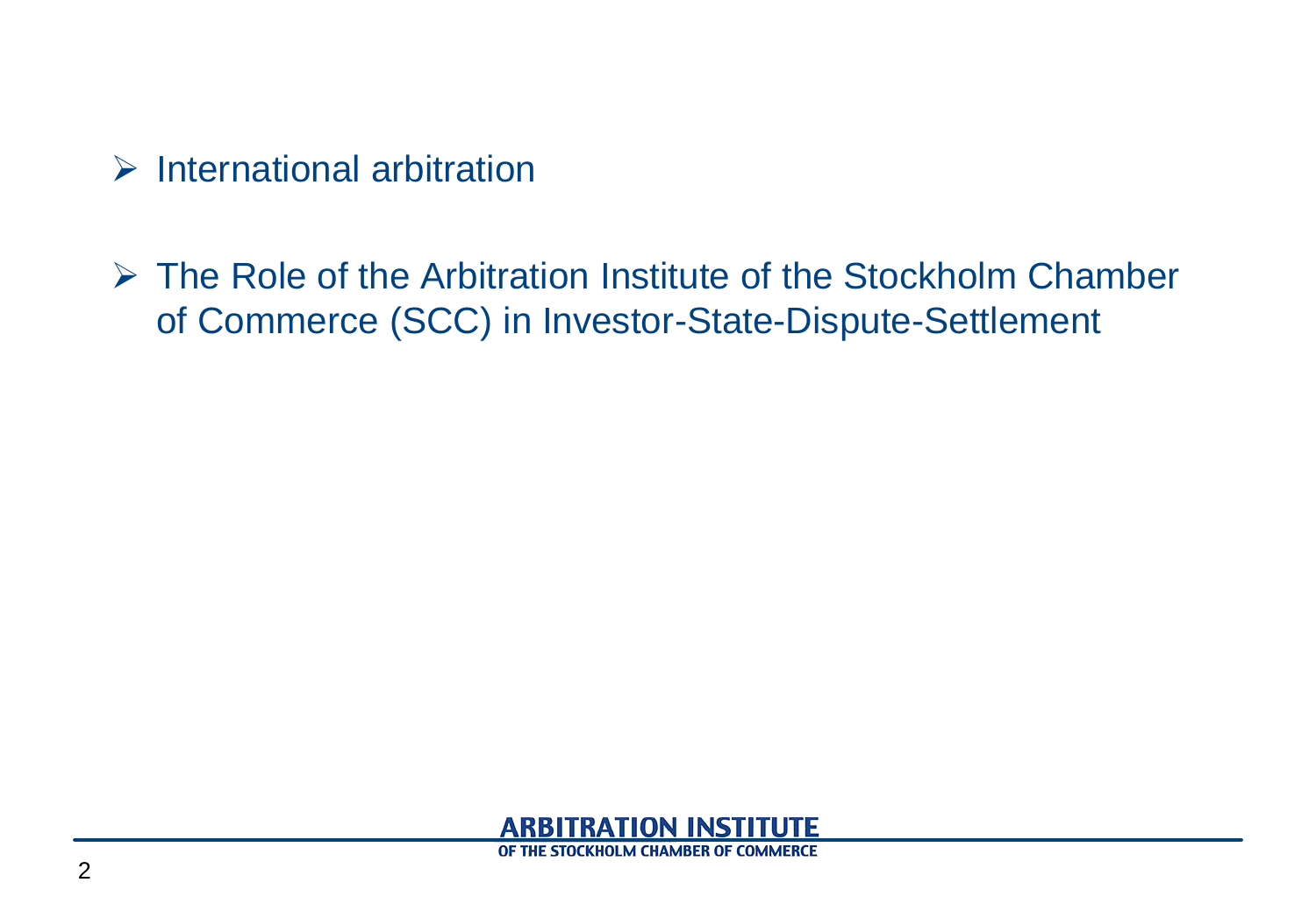- International arbitration

- The Role of the Arbitration Institute of the Stockholm Chamber of Commerce (SCC) in Investor-State-Dispute-Settlement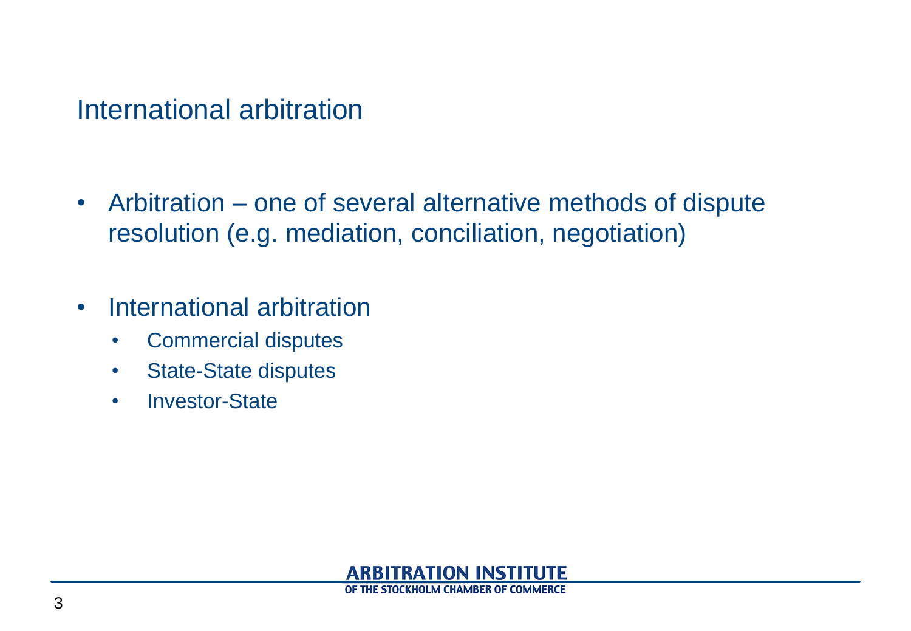# International arbitration

- Arbitration – one of several alternative methods of dispute resolution (e.g. mediation, conciliation, negotiation)

- International arbitration
  - Commercial disputes
  - State-State disputes
  - Investor-State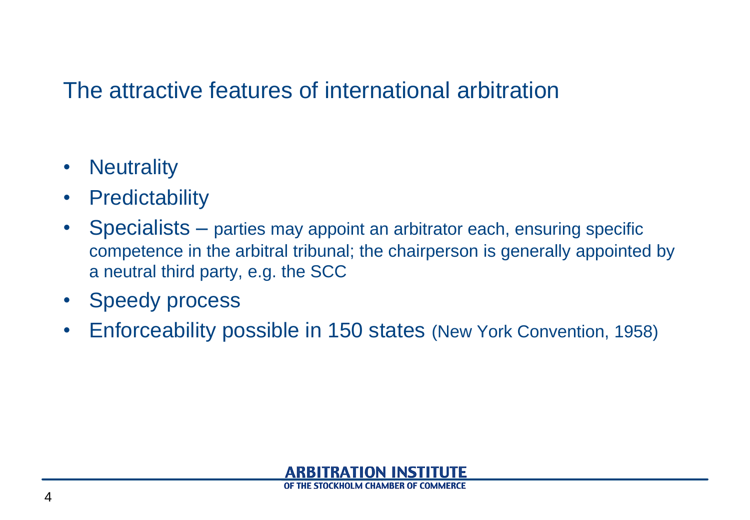# The attractive features of international arbitration

- Neutrality
- Predictability
- Specialists – parties may appoint an arbitrator each, ensuring specific competence in the arbitral tribunal; the chairperson is generally appointed by a neutral third party, e.g. the SCC
- Speedy process
- Enforceability possible in 150 states (New York Convention, 1958)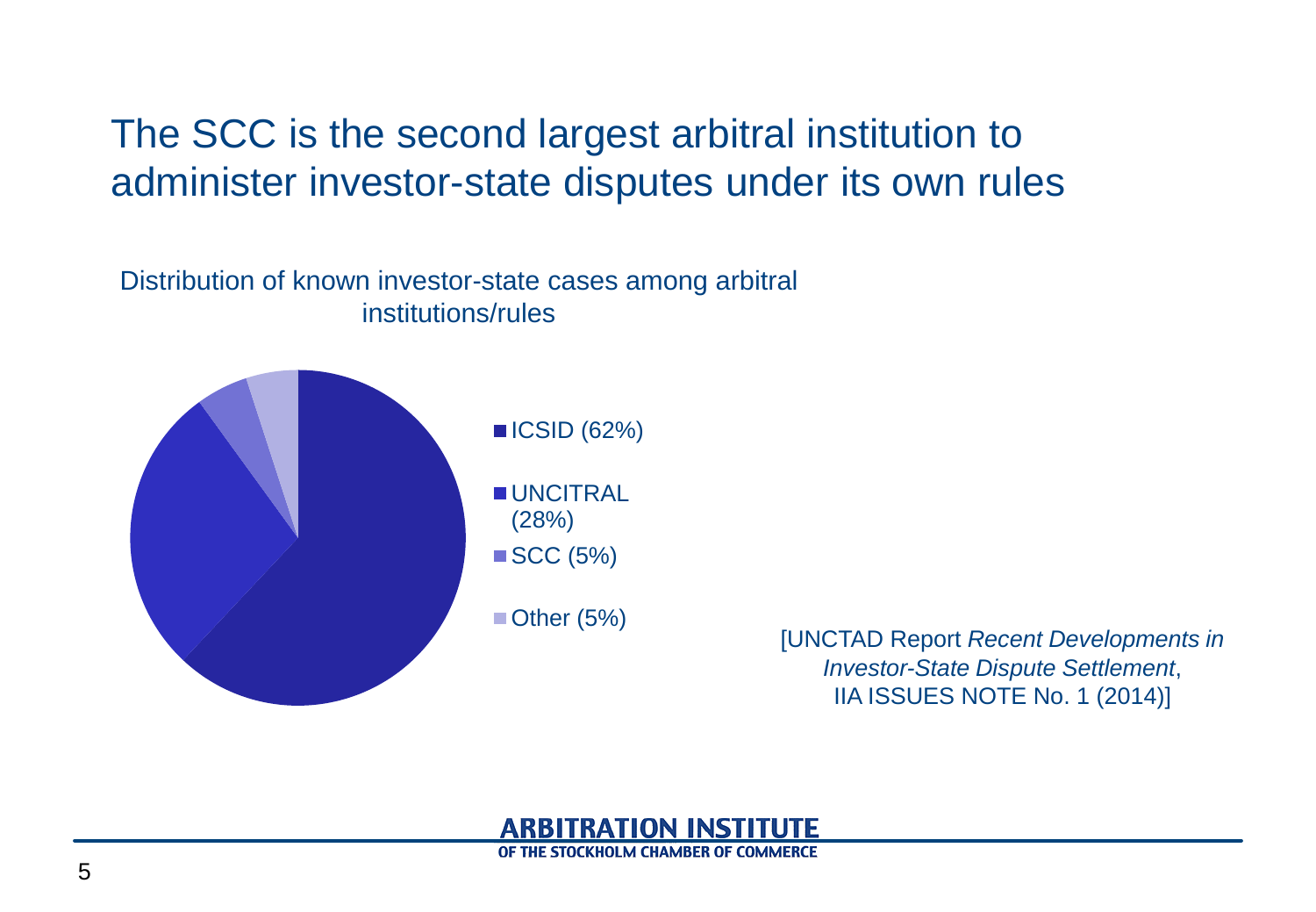# The SCC is the second largest arbitral institution to administer investor-state disputes under its own rules

Distribution of known investor-state cases among arbitral institutions/rules

- ICSID (62%)
- UNCITRAL (28%)
- SCC (5%)
- Other (5%)

[UNCTAD Report *Recent Developments in Investor-State Dispute Settlement*, IIA ISSUES NOTE No. 1 (2014)]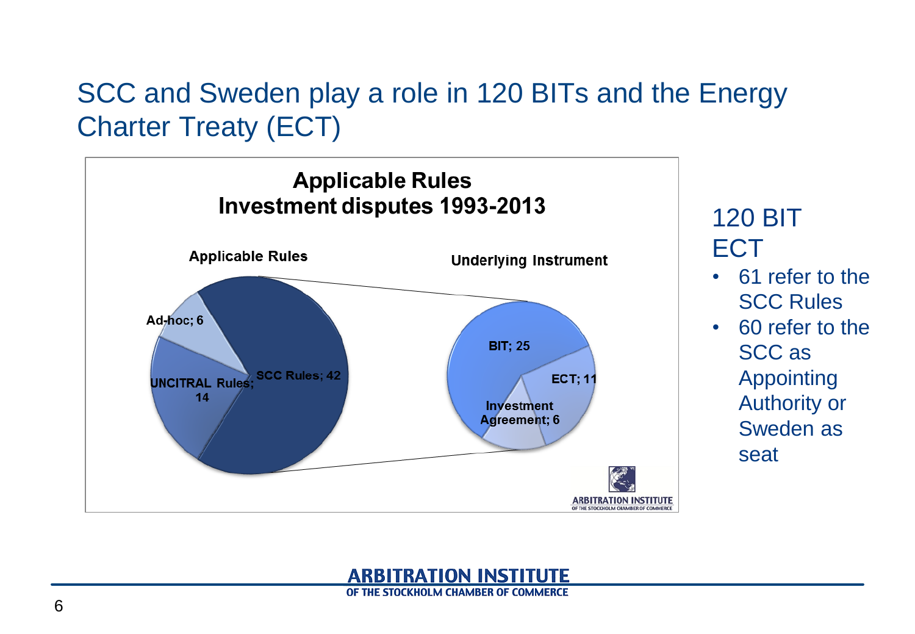# SCC and Sweden play a role in 120 BITs and the Energy Charter Treaty (ECT)

**Applicable Rules**
**Investment disputes 1993-2013**

**Applicable Rules**

- Ad-hoc; 6
- UNCITRAL Rules; 14
- SCC Rules; 42

**Underlying Instrument**

- BIT; 25
- ECT; 11
- Investment Agreement; 6

## 120 BIT
## ECT

- 61 refer to the SCC Rules
- 60 refer to the SCC as Appointing Authority or Sweden as seat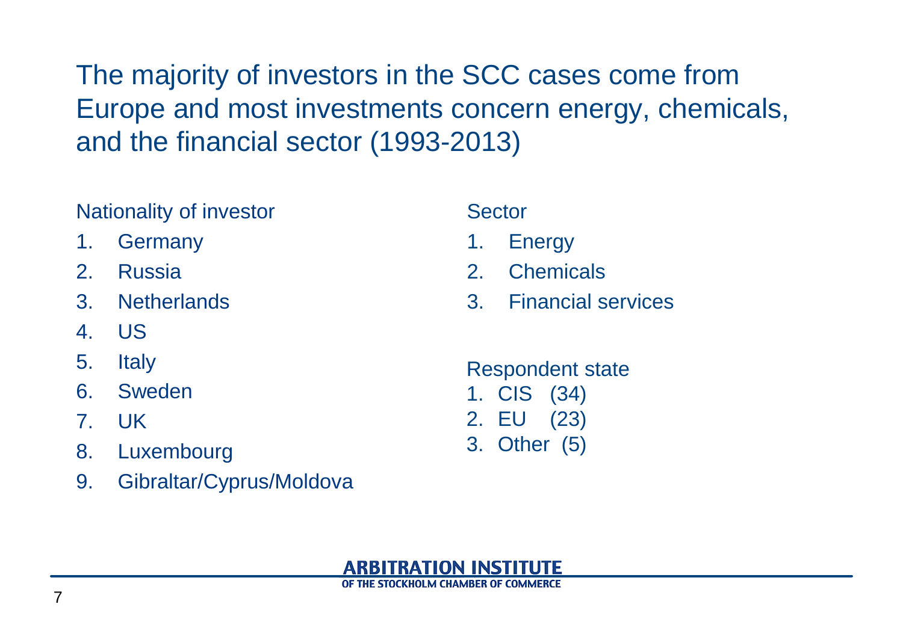# The majority of investors in the SCC cases come from Europe and most investments concern energy, chemicals, and the financial sector (1993-2013)

Nationality of investor

1. Germany
2. Russia
3. Netherlands
4. US
5. Italy
6. Sweden
7. UK
8. Luxembourg
9. Gibraltar/Cyprus/Moldova

Sector

1. Energy
2. Chemicals
3. Financial services

Respondent state

1. CIS (34)
2. EU (23)
3. Other (5)

ARBITRATION INSTITUTE OF THE STOCKHOLM CHAMBER OF COMMERCE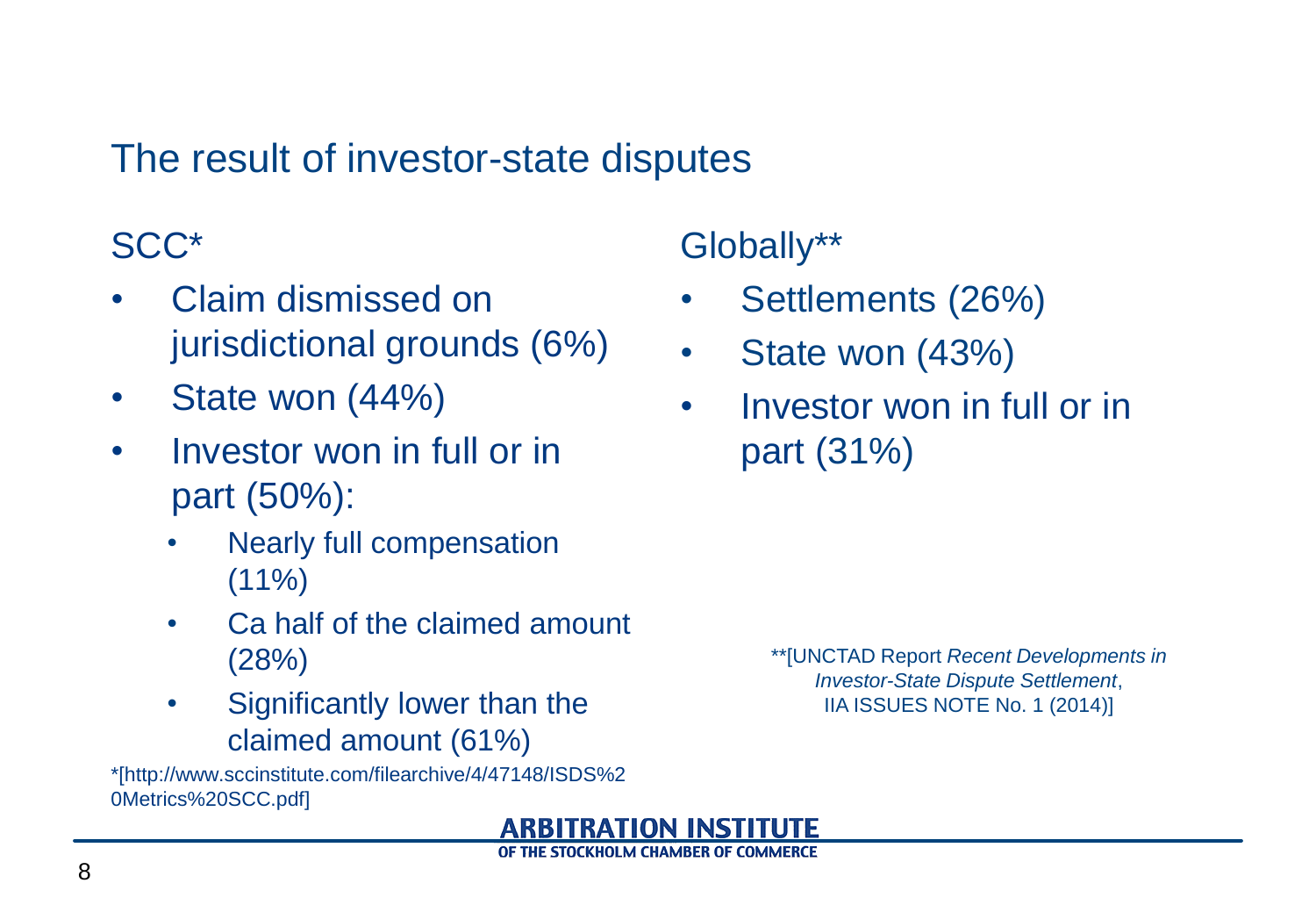# The result of investor-state disputes

## SCC*

- Claim dismissed on jurisdictional grounds (6%)
- State won (44%)
- Investor won in full or in part (50%):
  - Nearly full compensation (11%)
  - Ca half of the claimed amount (28%)
  - Significantly lower than the claimed amount (61%)

*[http://www.sccinstitute.com/filearchive/4/47148/ISDS%20Metrics%20SCC.pdf]

## Globally**

- Settlements (26%)
- State won (43%)
- Investor won in full or in part (31%)

**[UNCTAD Report *Recent Developments in Investor-State Dispute Settlement*, IIA ISSUES NOTE No. 1 (2014)]

ARBITRATION INSTITUTE OF THE STOCKHOLM CHAMBER OF COMMERCE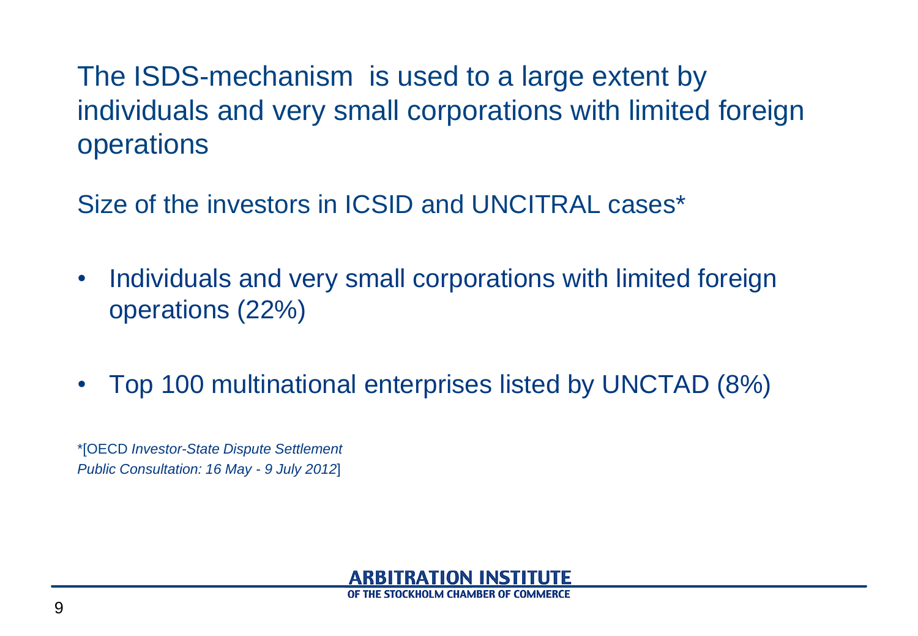# The ISDS-mechanism is used to a large extent by individuals and very small corporations with limited foreign operations

Size of the investors in ICSID and UNCITRAL cases*

- Individuals and very small corporations with limited foreign operations (22%)
- Top 100 multinational enterprises listed by UNCTAD (8%)

*[OECD *Investor-State Dispute Settlement Public Consultation: 16 May - 9 July 2012*]

**ARBITRATION INSTITUTE**
OF THE STOCKHOLM CHAMBER OF COMMERCE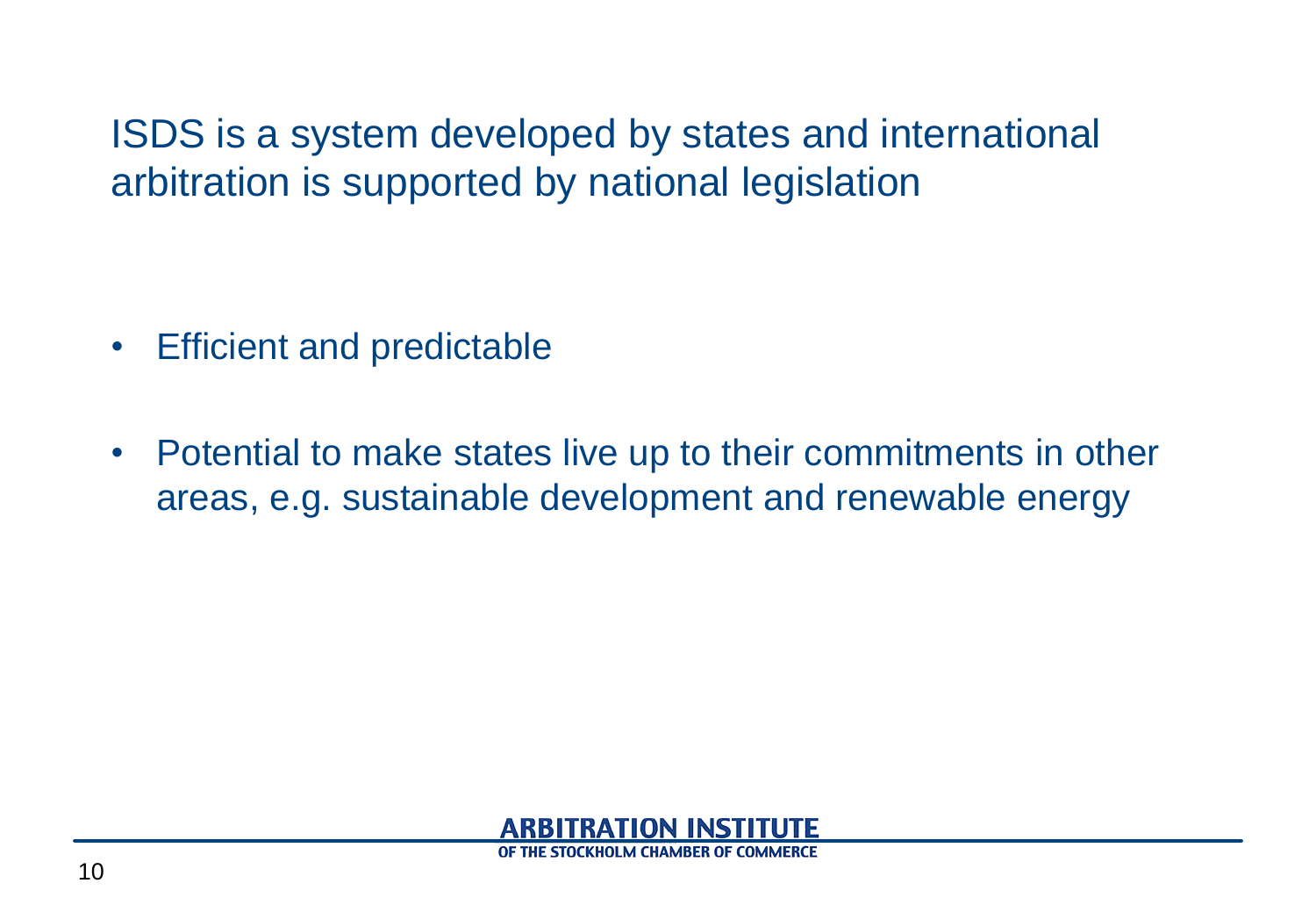# ISDS is a system developed by states and international arbitration is supported by national legislation

- Efficient and predictable
- Potential to make states live up to their commitments in other areas, e.g. sustainable development and renewable energy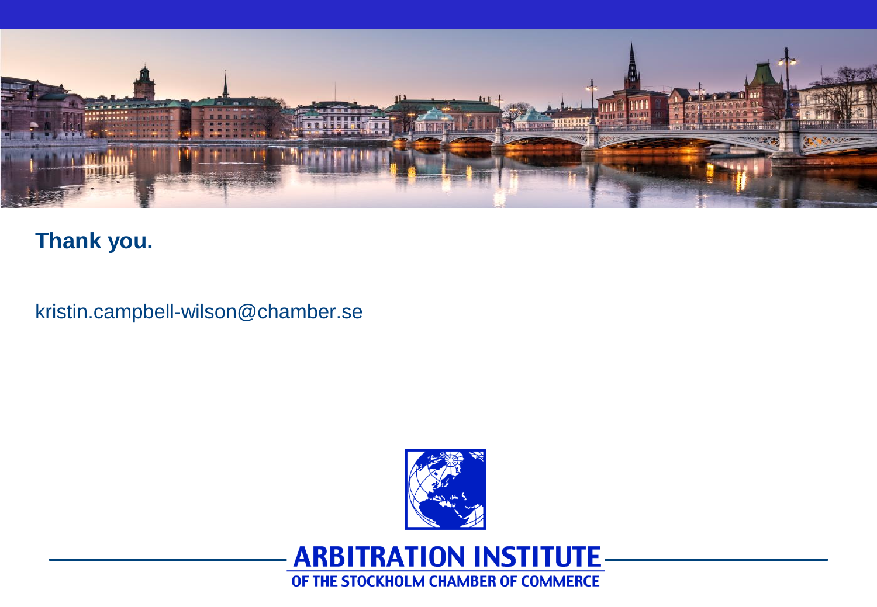**Thank you.**

kristin.campbell-wilson@chamber.se

ARBITRATION INSTITUTE

OF THE STOCKHOLM CHAMBER OF COMMERCE